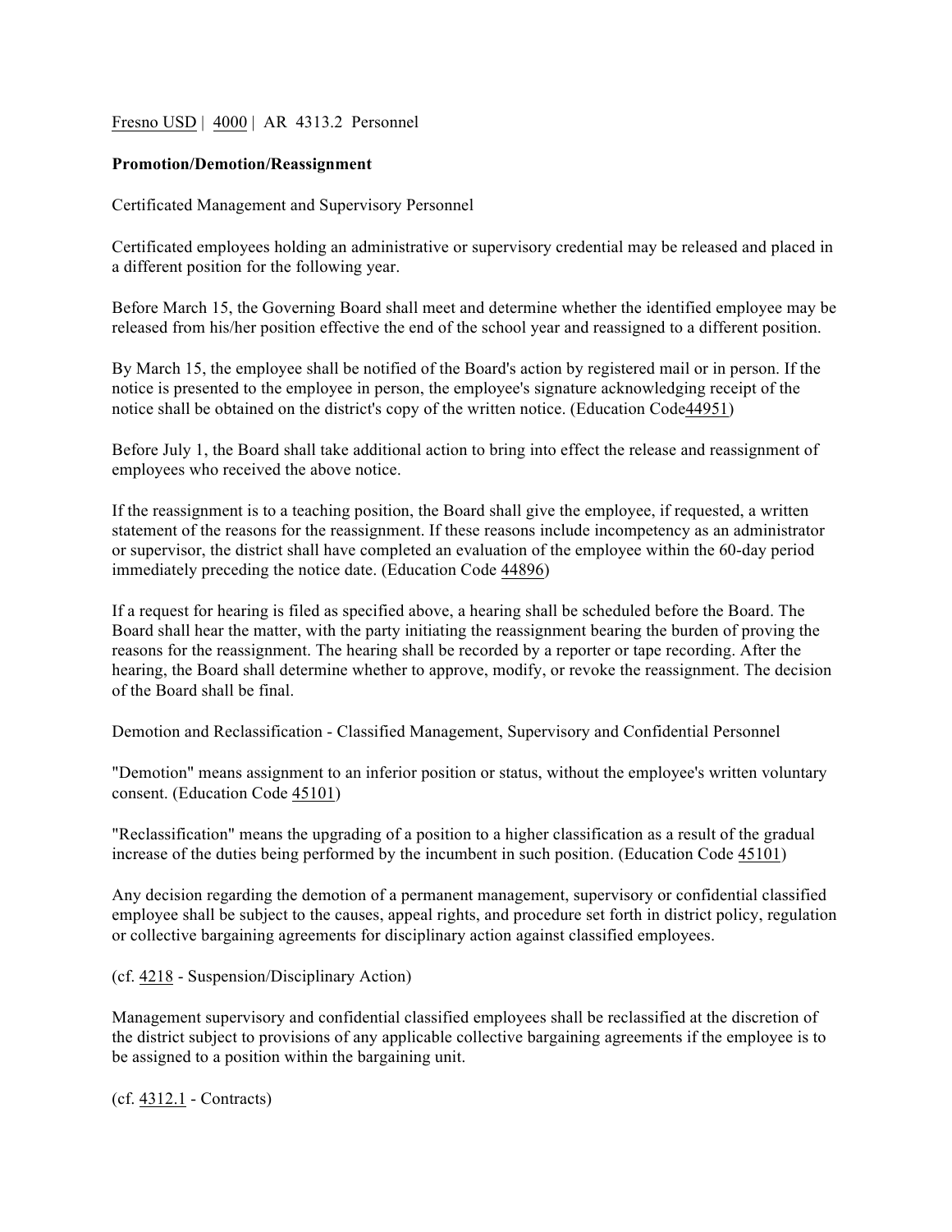Fresno USD | 4000 | AR 4313.2 Personnel

**Promotion/Demotion/Reassignment**

Certificated Management and Supervisory Personnel

Certificated employees holding an administrative or supervisory credential may be released and placed in a different position for the following year.

Before March 15, the Governing Board shall meet and determine whether the identified employee may be released from his/her position effective the end of the school year and reassigned to a different position.

By March 15, the employee shall be notified of the Board's action by registered mail or in person. If the notice is presented to the employee in person, the employee's signature acknowledging receipt of the notice shall be obtained on the district's copy of the written notice. (Education Code44951)

Before July 1, the Board shall take additional action to bring into effect the release and reassignment of employees who received the above notice.

If the reassignment is to a teaching position, the Board shall give the employee, if requested, a written statement of the reasons for the reassignment. If these reasons include incompetency as an administrator or supervisor, the district shall have completed an evaluation of the employee within the 60-day period immediately preceding the notice date. (Education Code 44896)

If a request for hearing is filed as specified above, a hearing shall be scheduled before the Board. The Board shall hear the matter, with the party initiating the reassignment bearing the burden of proving the reasons for the reassignment. The hearing shall be recorded by a reporter or tape recording. After the hearing, the Board shall determine whether to approve, modify, or revoke the reassignment. The decision of the Board shall be final.

Demotion and Reclassification - Classified Management, Supervisory and Confidential Personnel

"Demotion" means assignment to an inferior position or status, without the employee's written voluntary consent. (Education Code 45101)

"Reclassification" means the upgrading of a position to a higher classification as a result of the gradual increase of the duties being performed by the incumbent in such position. (Education Code 45101)

Any decision regarding the demotion of a permanent management, supervisory or confidential classified employee shall be subject to the causes, appeal rights, and procedure set forth in district policy, regulation or collective bargaining agreements for disciplinary action against classified employees.

(cf. 4218 - Suspension/Disciplinary Action)

Management supervisory and confidential classified employees shall be reclassified at the discretion of the district subject to provisions of any applicable collective bargaining agreements if the employee is to be assigned to a position within the bargaining unit.

(cf. 4312.1 - Contracts)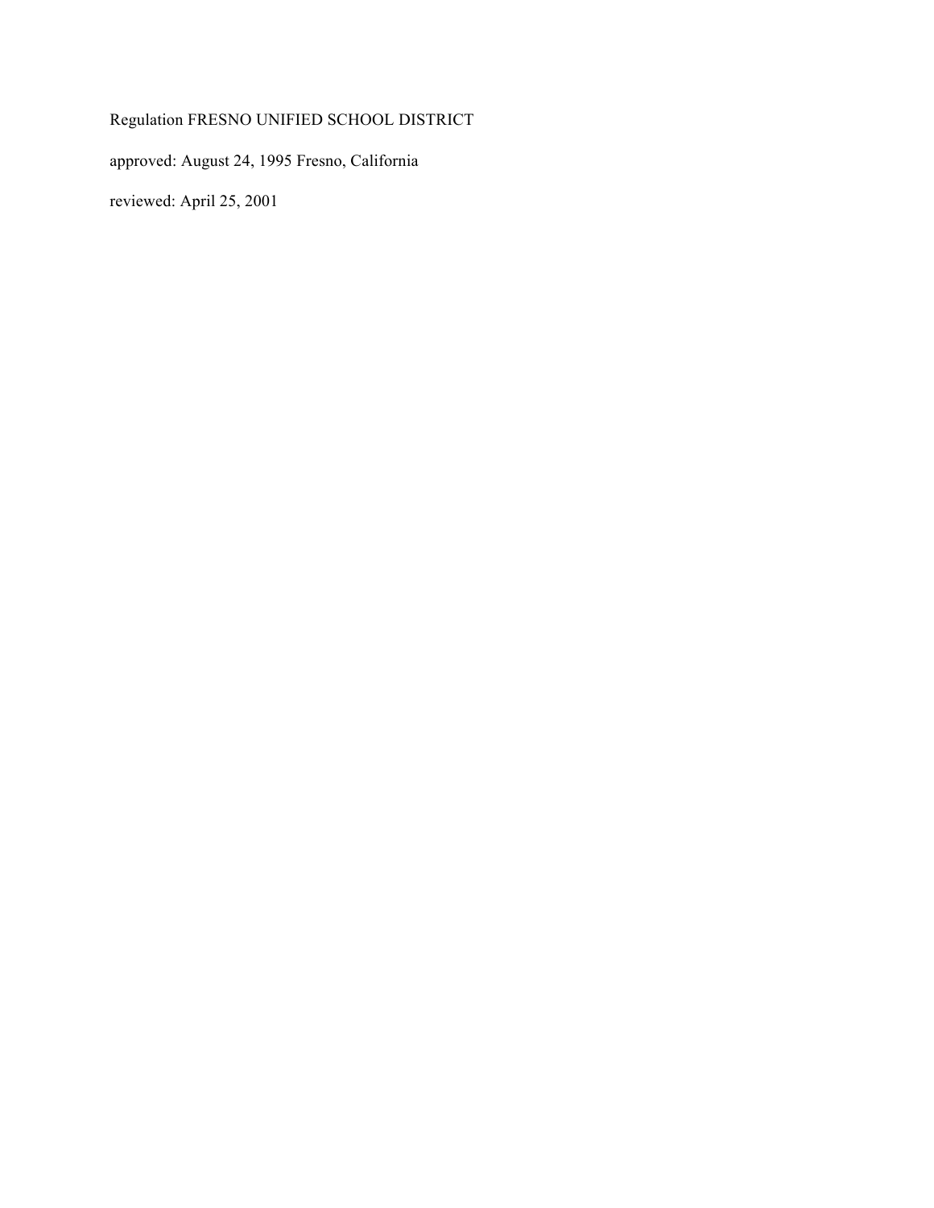Regulation FRESNO UNIFIED SCHOOL DISTRICT

approved: August 24, 1995 Fresno, California

reviewed: April 25, 2001